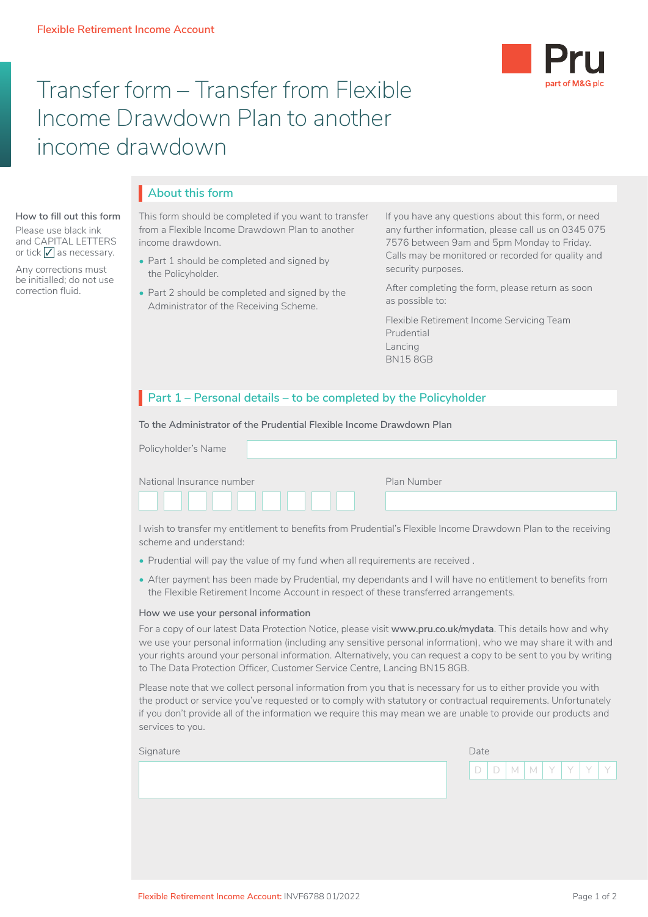Flexible Retirement Income Account

# Transfer form – Transfer from Flexible Income Drawdown Plan to another income drawdown

**How to fill out this form**

Please use black ink and CAPITAL LETTERS or tick ✓ as necessary.

Any corrections must be initialled; do not use correction fluid.

## About this form

This form should be completed if you want to transfer from a Flexible Income Drawdown Plan to another income drawdown.

- Part 1 should be completed and signed by the Policyholder.
- Part 2 should be completed and signed by the Administrator of the Receiving Scheme.

If you have any questions about this form, or need any further information, please call us on 0345 075 7576 between 9am and 5pm Monday to Friday. Calls may be monitored or recorded for quality and security purposes.

After completing the form, please return as soon as possible to:

Flexible Retirement Income Servicing Team
Prudential
Lancing
BN15 8GB

## Part 1 – Personal details – to be completed by the Policyholder

**To the Administrator of the Prudential Flexible Income Drawdown Plan**

Policyholder's Name

National Insurance number

Plan Number

I wish to transfer my entitlement to benefits from Prudential's Flexible Income Drawdown Plan to the receiving scheme and understand:

- Prudential will pay the value of my fund when all requirements are received .
- After payment has been made by Prudential, my dependants and I will have no entitlement to benefits from the Flexible Retirement Income Account in respect of these transferred arrangements.

**How we use your personal information**

For a copy of our latest Data Protection Notice, please visit **www.pru.co.uk/mydata**. This details how and why we use your personal information (including any sensitive personal information), who we may share it with and your rights around your personal information. Alternatively, you can request a copy to be sent to you by writing to The Data Protection Officer, Customer Service Centre, Lancing BN15 8GB.

Please note that we collect personal information from you that is necessary for us to either provide you with the product or service you've requested or to comply with statutory or contractual requirements. Unfortunately if you don't provide all of the information we require this may mean we are unable to provide our products and services to you.

Signature

Date D D M M Y Y Y Y

Flexible Retirement Income Account: INVF6788 01/2022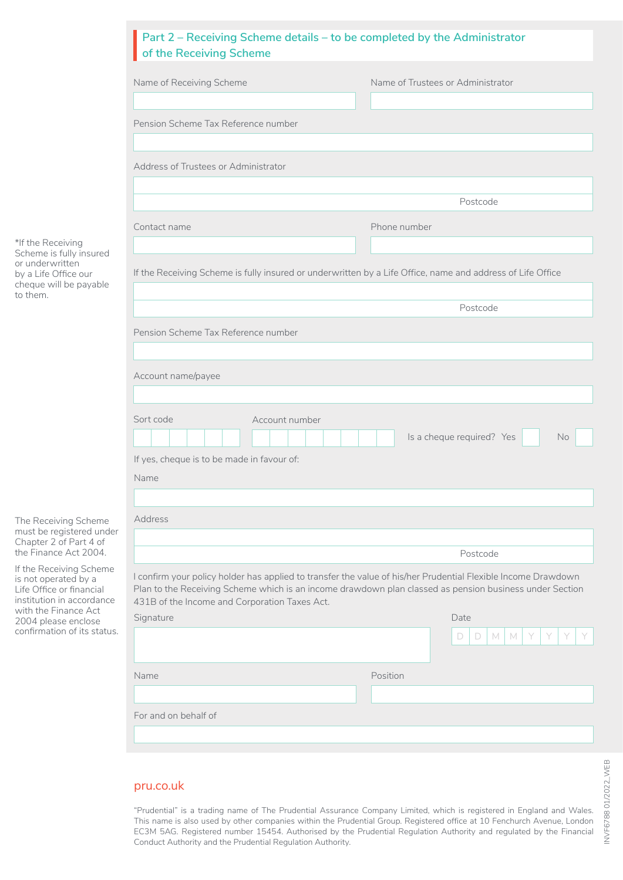## Part 2 – Receiving Scheme details – to be completed by the Administrator of the Receiving Scheme

Name of Receiving Scheme

Name of Trustees or Administrator

Pension Scheme Tax Reference number

Address of Trustees or Administrator

Postcode

Contact name

Phone number

*If the Receiving Scheme is fully insured or underwritten by a Life Office our cheque will be payable to them.

If the Receiving Scheme is fully insured or underwritten by a Life Office, name and address of Life Office

Postcode

Pension Scheme Tax Reference number

Account name/payee

Sort code

Account number

Is a cheque required? Yes ☐ No ☐

If yes, cheque is to be made in favour of:

Name

Address

Postcode

The Receiving Scheme must be registered under Chapter 2 of Part 4 of the Finance Act 2004.

If the Receiving Scheme is not operated by a Life Office or financial institution in accordance with the Finance Act 2004 please enclose confirmation of its status.

I confirm your policy holder has applied to transfer the value of his/her Prudential Flexible Income Drawdown Plan to the Receiving Scheme which is an income drawdown plan classed as pension business under Section 431B of the Income and Corporation Taxes Act.

Signature

Date D D M M Y Y Y Y

Name

Position

For and on behalf of

pru.co.uk

"Prudential" is a trading name of The Prudential Assurance Company Limited, which is registered in England and Wales. This name is also used by other companies within the Prudential Group. Registered office at 10 Fenchurch Avenue, London EC3M 5AG. Registered number 15454. Authorised by the Prudential Regulation Authority and regulated by the Financial Conduct Authority and the Prudential Regulation Authority.

INVF6788 01/2022_WEB